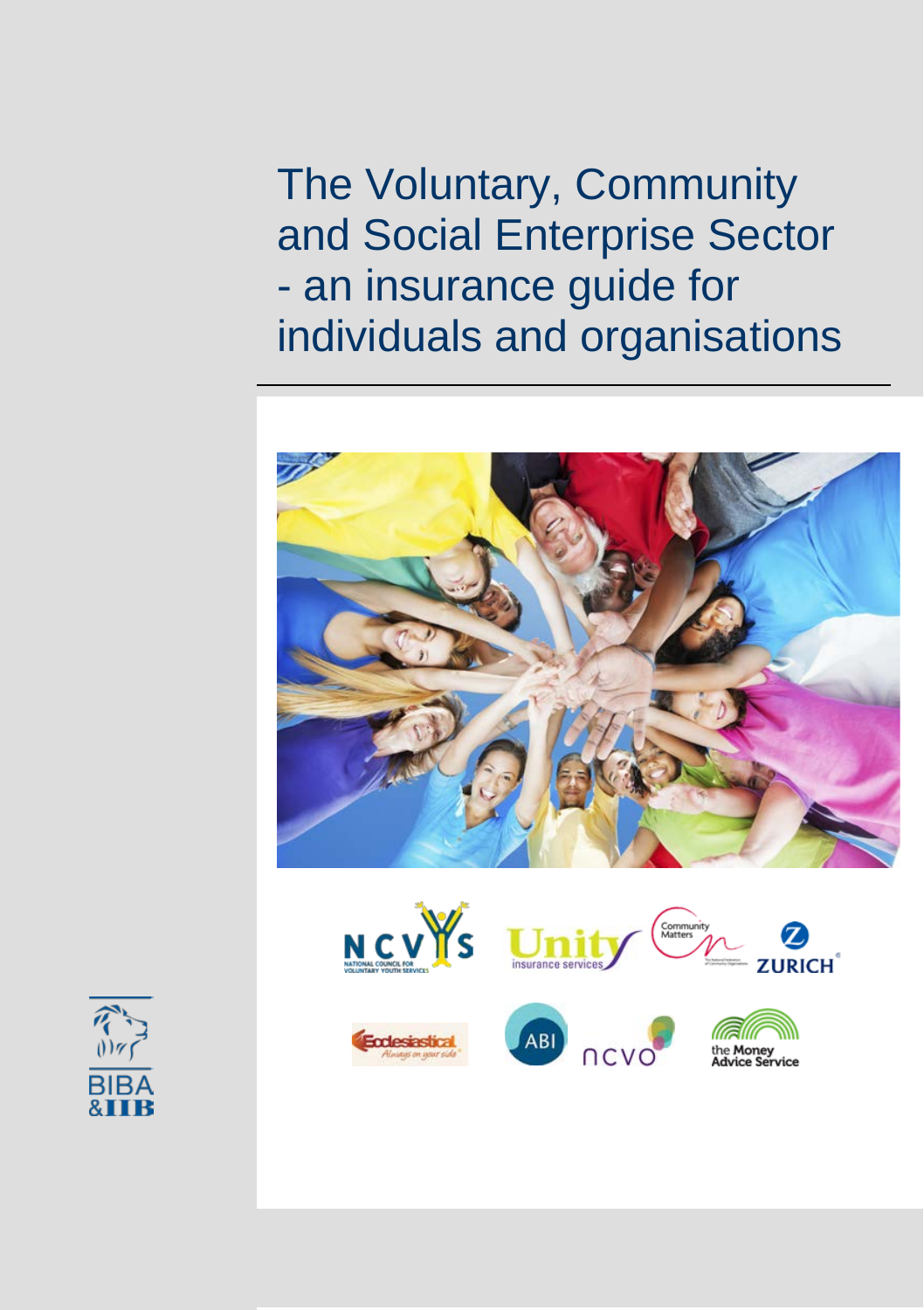# The Voluntary, Community and Social Enterprise Sector - an insurance guide for individuals and organisations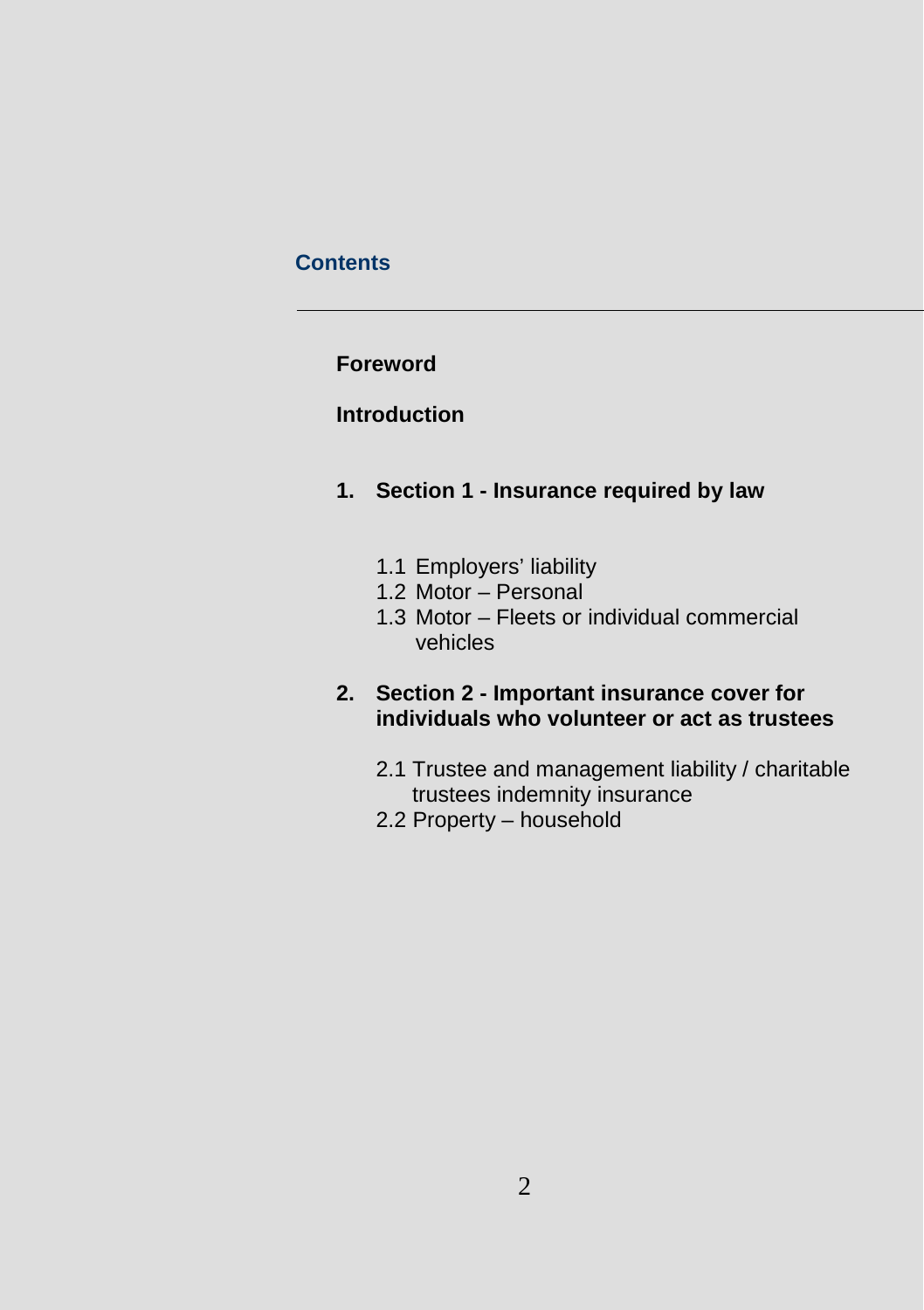## Contents

**Foreword**

**Introduction**

1. **Section 1 - Insurance required by law**

   1.1 Employers' liability
   1.2 Motor – Personal
   1.3 Motor – Fleets or individual commercial vehicles

2. **Section 2 - Important insurance cover for individuals who volunteer or act as trustees**

   2.1 Trustee and management liability / charitable trustees indemnity insurance
   2.2 Property – household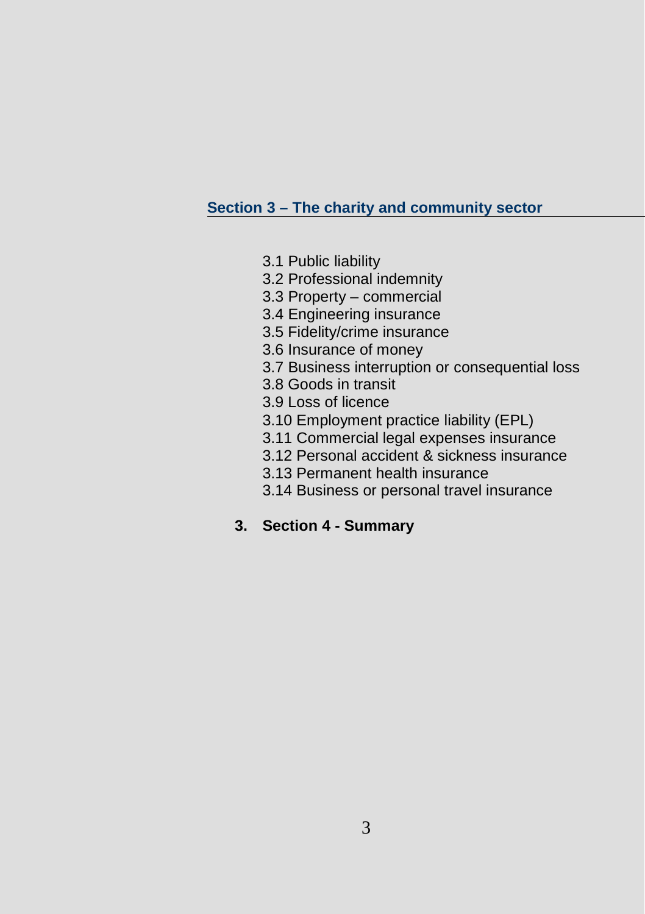## Section 3 – The charity and community sector

- 3.1 Public liability
- 3.2 Professional indemnity
- 3.3 Property – commercial
- 3.4 Engineering insurance
- 3.5 Fidelity/crime insurance
- 3.6 Insurance of money
- 3.7 Business interruption or consequential loss
- 3.8 Goods in transit
- 3.9 Loss of licence
- 3.10 Employment practice liability (EPL)
- 3.11 Commercial legal expenses insurance
- 3.12 Personal accident & sickness insurance
- 3.13 Permanent health insurance
- 3.14 Business or personal travel insurance

**3. Section 4 - Summary**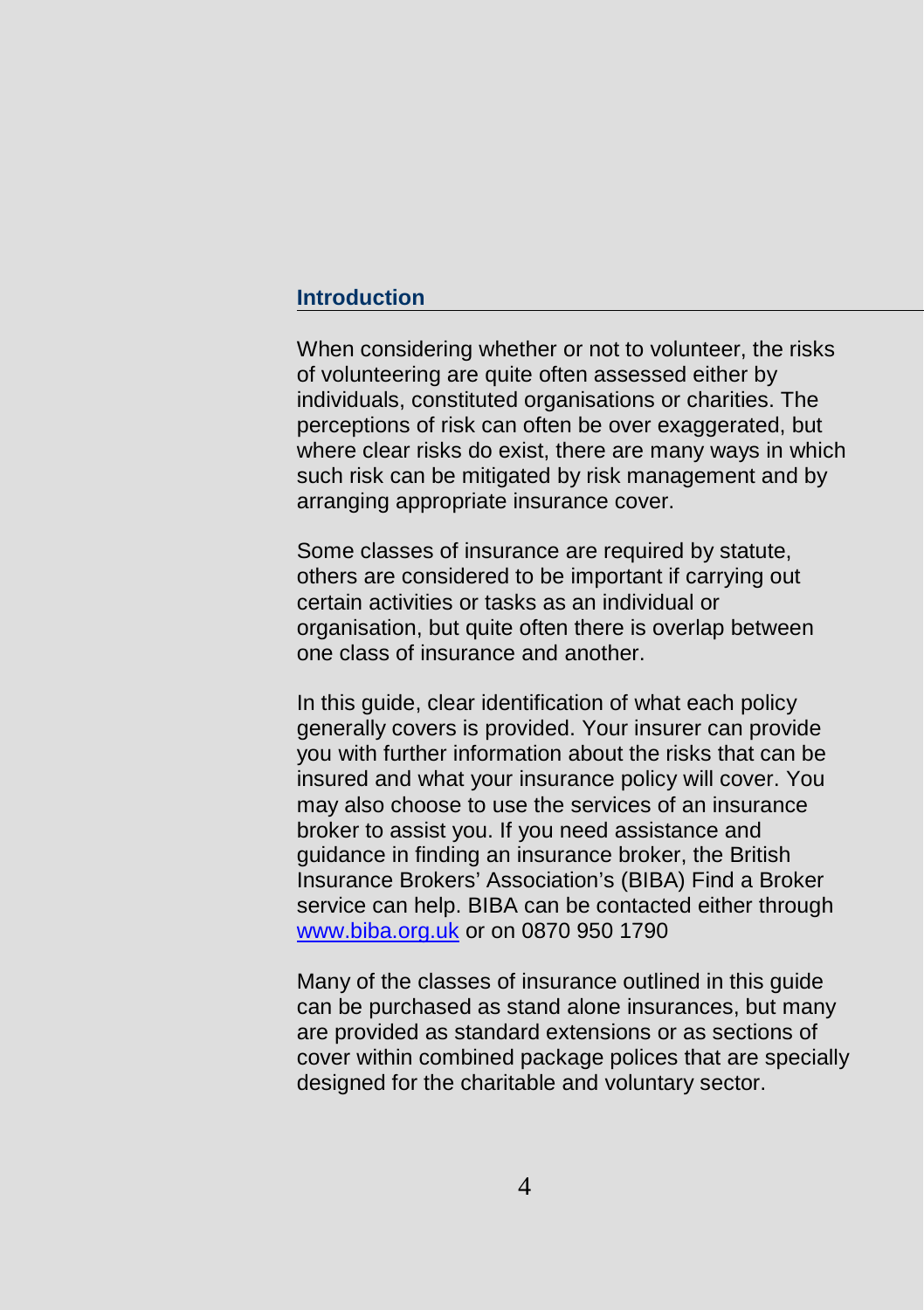## Introduction

When considering whether or not to volunteer, the risks of volunteering are quite often assessed either by individuals, constituted organisations or charities. The perceptions of risk can often be over exaggerated, but where clear risks do exist, there are many ways in which such risk can be mitigated by risk management and by arranging appropriate insurance cover.

Some classes of insurance are required by statute, others are considered to be important if carrying out certain activities or tasks as an individual or organisation, but quite often there is overlap between one class of insurance and another.

In this guide, clear identification of what each policy generally covers is provided. Your insurer can provide you with further information about the risks that can be insured and what your insurance policy will cover. You may also choose to use the services of an insurance broker to assist you. If you need assistance and guidance in finding an insurance broker, the British Insurance Brokers' Association's (BIBA) Find a Broker service can help. BIBA can be contacted either through [www.biba.org.uk](http://www.biba.org.uk) or on 0870 950 1790

Many of the classes of insurance outlined in this guide can be purchased as stand alone insurances, but many are provided as standard extensions or as sections of cover within combined package polices that are specially designed for the charitable and voluntary sector.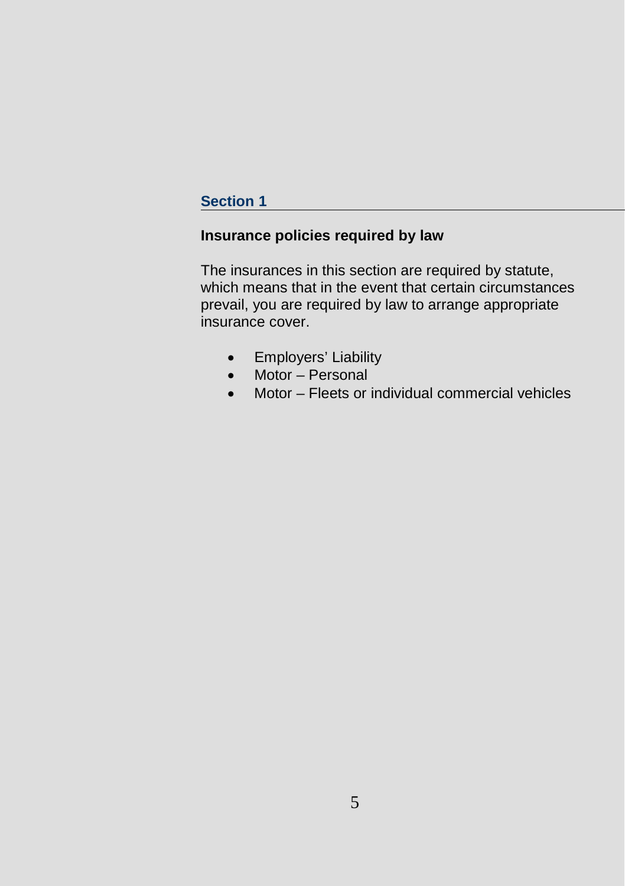## Section 1

### Insurance policies required by law

The insurances in this section are required by statute, which means that in the event that certain circumstances prevail, you are required by law to arrange appropriate insurance cover.

- Employers' Liability
- Motor – Personal
- Motor – Fleets or individual commercial vehicles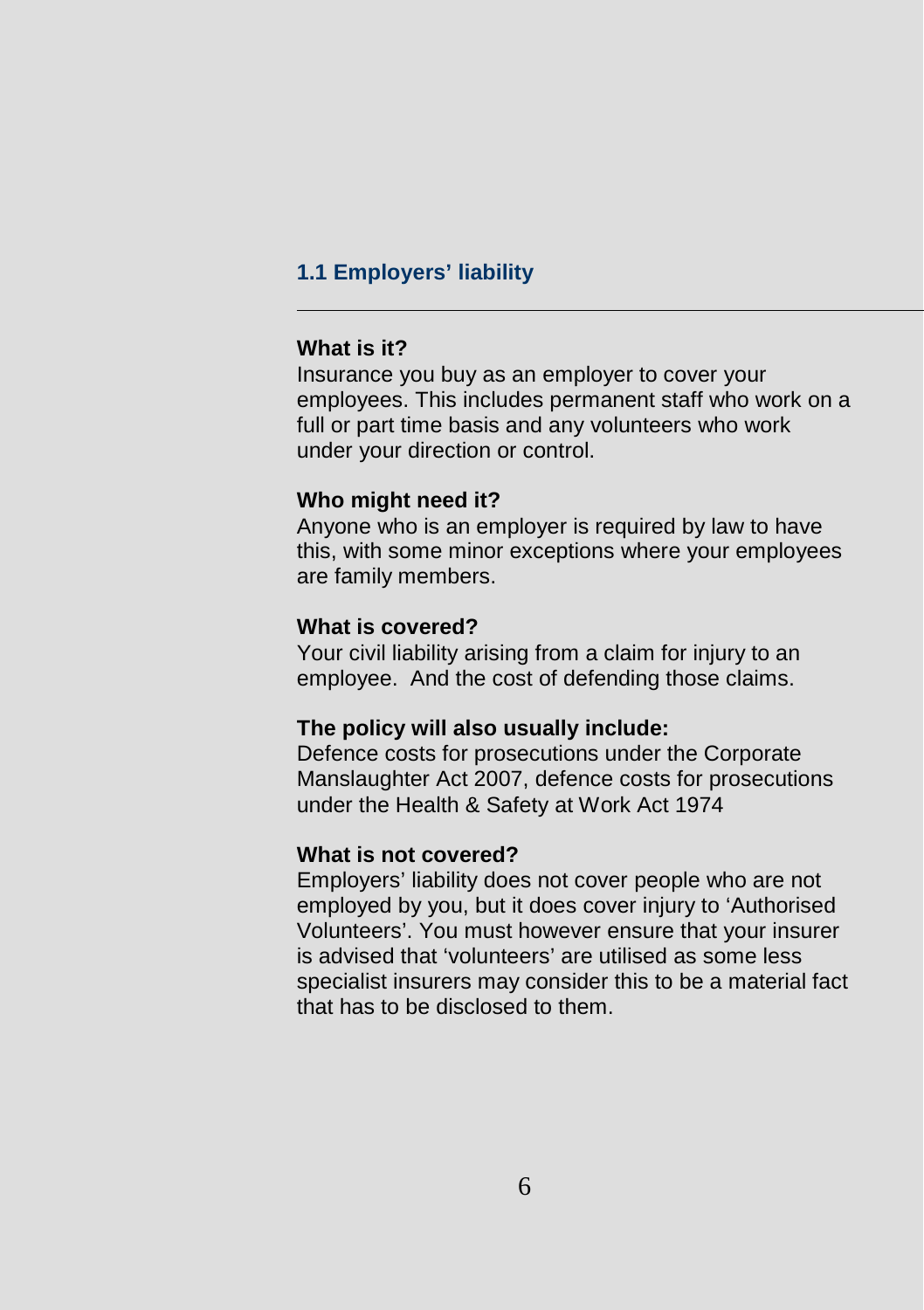## 1.1 Employers' liability

**What is it?**

Insurance you buy as an employer to cover your employees. This includes permanent staff who work on a full or part time basis and any volunteers who work under your direction or control.

**Who might need it?**

Anyone who is an employer is required by law to have this, with some minor exceptions where your employees are family members.

**What is covered?**

Your civil liability arising from a claim for injury to an employee. And the cost of defending those claims.

**The policy will also usually include:**

Defence costs for prosecutions under the Corporate Manslaughter Act 2007, defence costs for prosecutions under the Health & Safety at Work Act 1974

**What is not covered?**

Employers' liability does not cover people who are not employed by you, but it does cover injury to 'Authorised Volunteers'. You must however ensure that your insurer is advised that 'volunteers' are utilised as some less specialist insurers may consider this to be a material fact that has to be disclosed to them.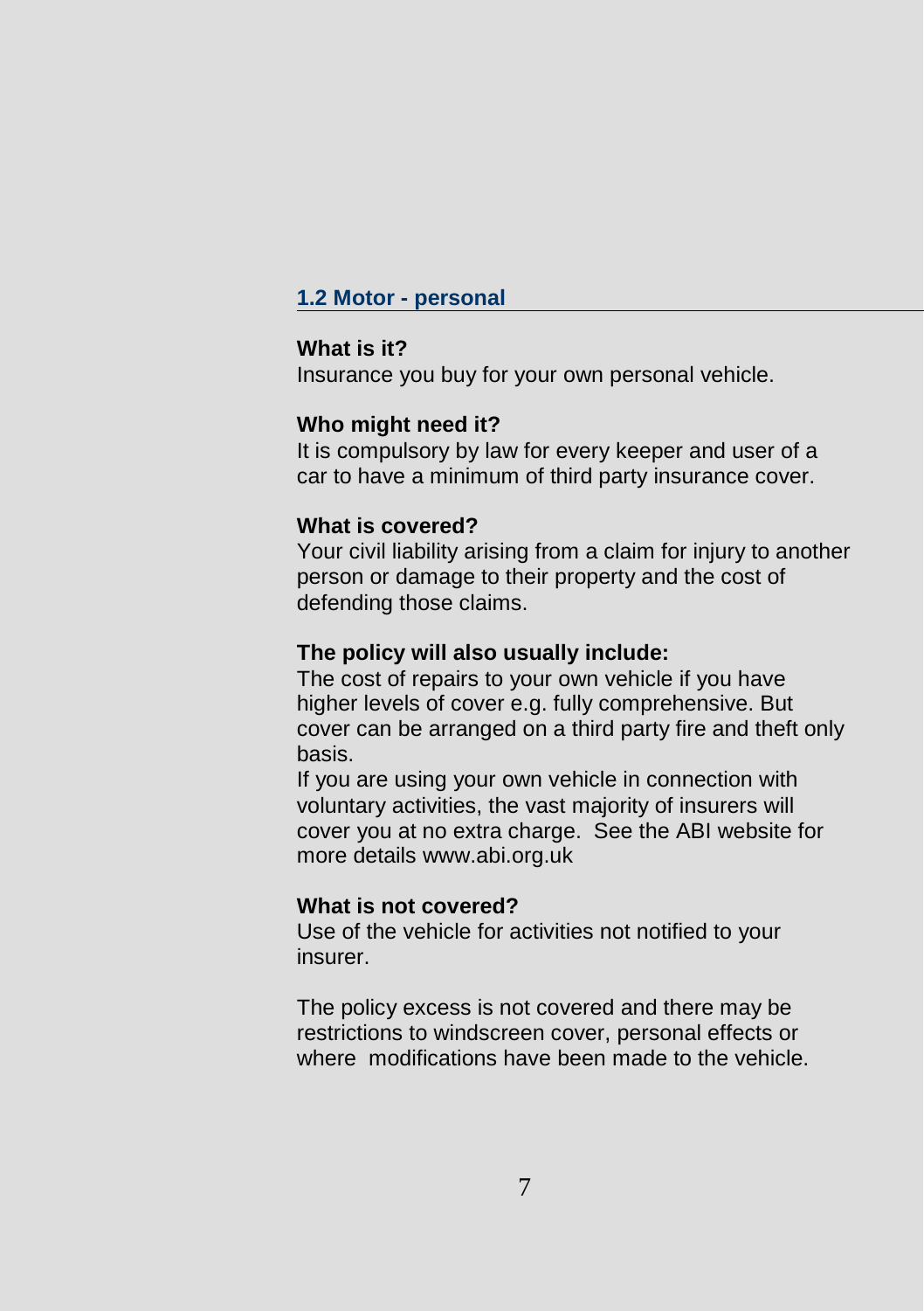## 1.2 Motor - personal

**What is it?**
Insurance you buy for your own personal vehicle.

**Who might need it?**
It is compulsory by law for every keeper and user of a car to have a minimum of third party insurance cover.

**What is covered?**
Your civil liability arising from a claim for injury to another person or damage to their property and the cost of defending those claims.

**The policy will also usually include:**
The cost of repairs to your own vehicle if you have higher levels of cover e.g. fully comprehensive. But cover can be arranged on a third party fire and theft only basis.
If you are using your own vehicle in connection with voluntary activities, the vast majority of insurers will cover you at no extra charge. See the ABI website for more details www.abi.org.uk

**What is not covered?**
Use of the vehicle for activities not notified to your insurer.

The policy excess is not covered and there may be restrictions to windscreen cover, personal effects or where modifications have been made to the vehicle.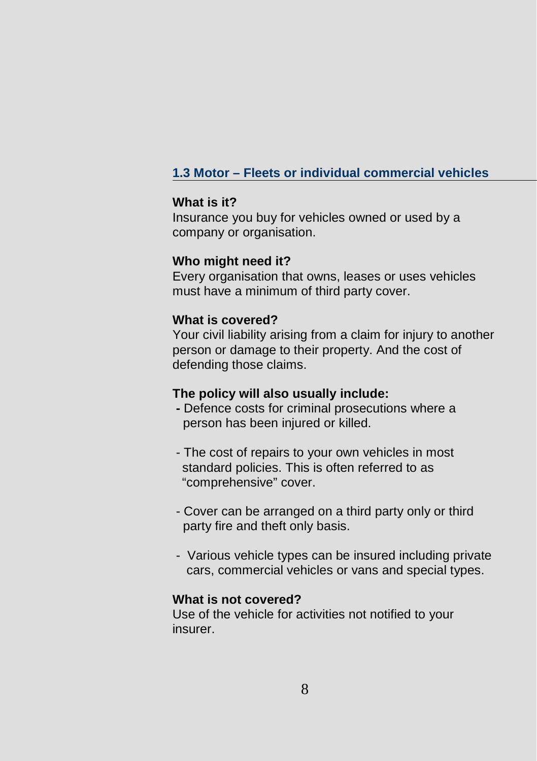## 1.3 Motor – Fleets or individual commercial vehicles

**What is it?**
Insurance you buy for vehicles owned or used by a company or organisation.

**Who might need it?**
Every organisation that owns, leases or uses vehicles must have a minimum of third party cover.

**What is covered?**
Your civil liability arising from a claim for injury to another person or damage to their property. And the cost of defending those claims.

**The policy will also usually include:**

- Defence costs for criminal prosecutions where a person has been injured or killed.
- The cost of repairs to your own vehicles in most standard policies. This is often referred to as “comprehensive” cover.
- Cover can be arranged on a third party only or third party fire and theft only basis.
- Various vehicle types can be insured including private cars, commercial vehicles or vans and special types.

**What is not covered?**
Use of the vehicle for activities not notified to your insurer.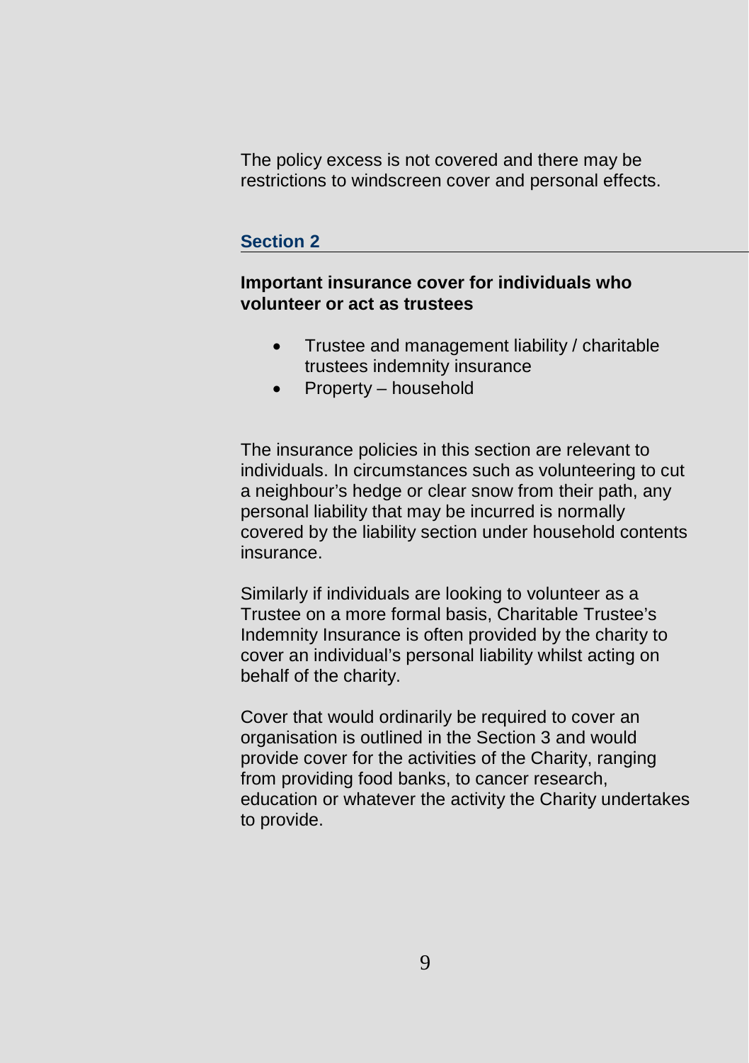The policy excess is not covered and there may be restrictions to windscreen cover and personal effects.

## Section 2

**Important insurance cover for individuals who volunteer or act as trustees**

- Trustee and management liability / charitable trustees indemnity insurance
- Property – household

The insurance policies in this section are relevant to individuals. In circumstances such as volunteering to cut a neighbour's hedge or clear snow from their path, any personal liability that may be incurred is normally covered by the liability section under household contents insurance.

Similarly if individuals are looking to volunteer as a Trustee on a more formal basis, Charitable Trustee's Indemnity Insurance is often provided by the charity to cover an individual's personal liability whilst acting on behalf of the charity.

Cover that would ordinarily be required to cover an organisation is outlined in the Section 3 and would provide cover for the activities of the Charity, ranging from providing food banks, to cancer research, education or whatever the activity the Charity undertakes to provide.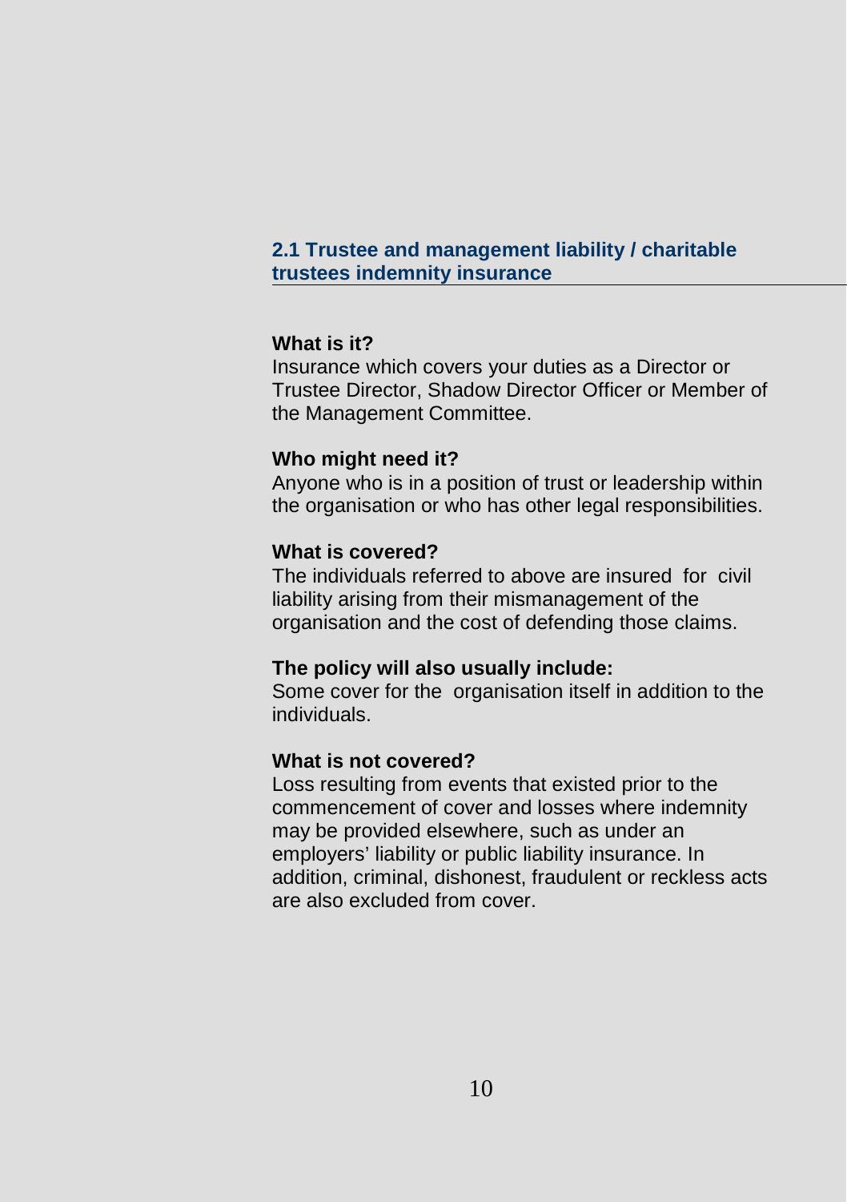## 2.1 Trustee and management liability / charitable trustees indemnity insurance

**What is it?**

Insurance which covers your duties as a Director or Trustee Director, Shadow Director Officer or Member of the Management Committee.

**Who might need it?**

Anyone who is in a position of trust or leadership within the organisation or who has other legal responsibilities.

**What is covered?**

The individuals referred to above are insured for civil liability arising from their mismanagement of the organisation and the cost of defending those claims.

**The policy will also usually include:**

Some cover for the organisation itself in addition to the individuals.

**What is not covered?**

Loss resulting from events that existed prior to the commencement of cover and losses where indemnity may be provided elsewhere, such as under an employers' liability or public liability insurance. In addition, criminal, dishonest, fraudulent or reckless acts are also excluded from cover.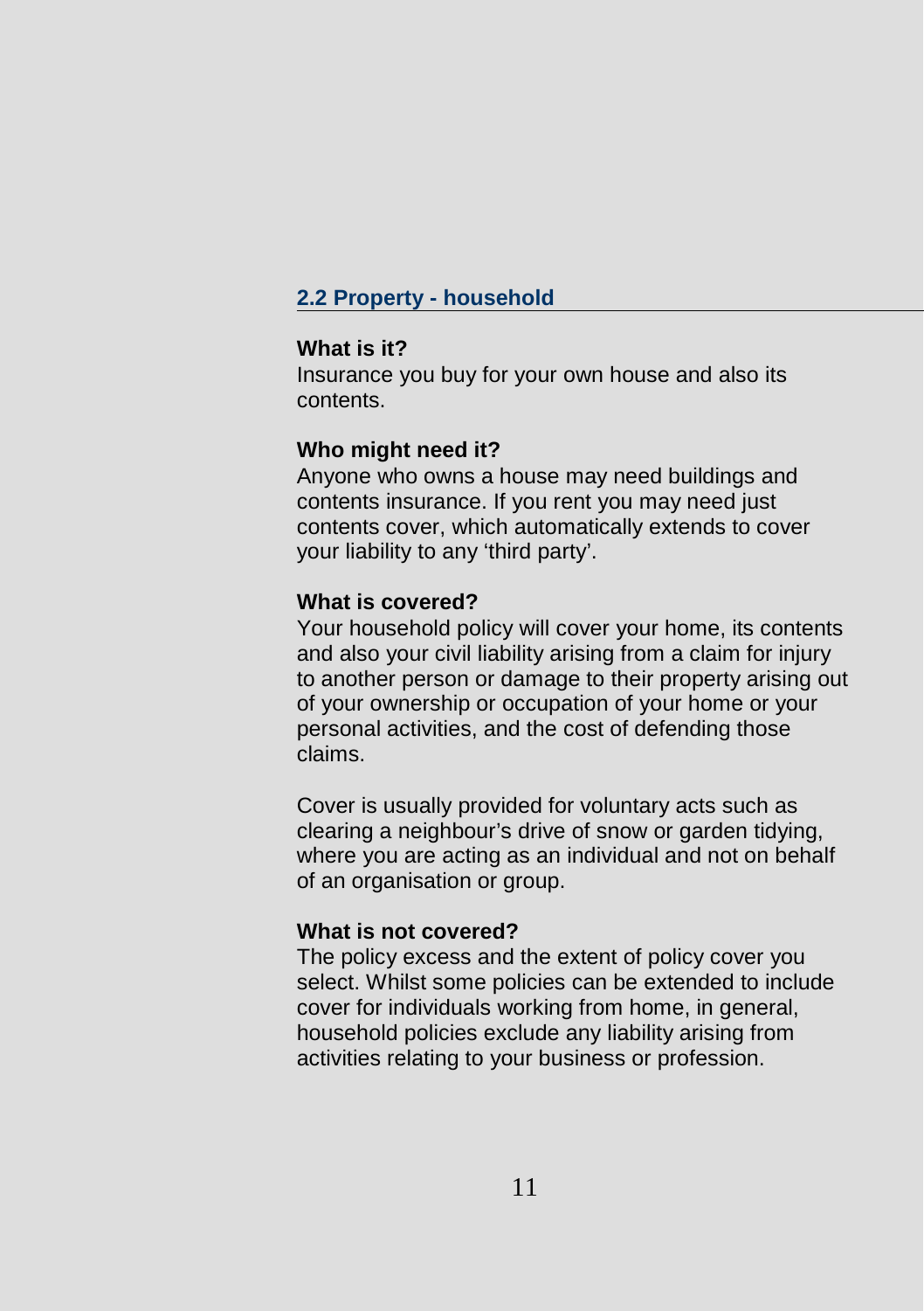## 2.2 Property - household

**What is it?**

Insurance you buy for your own house and also its contents.

**Who might need it?**

Anyone who owns a house may need buildings and contents insurance. If you rent you may need just contents cover, which automatically extends to cover your liability to any 'third party'.

**What is covered?**

Your household policy will cover your home, its contents and also your civil liability arising from a claim for injury to another person or damage to their property arising out of your ownership or occupation of your home or your personal activities, and the cost of defending those claims.

Cover is usually provided for voluntary acts such as clearing a neighbour's drive of snow or garden tidying, where you are acting as an individual and not on behalf of an organisation or group.

**What is not covered?**

The policy excess and the extent of policy cover you select. Whilst some policies can be extended to include cover for individuals working from home, in general, household policies exclude any liability arising from activities relating to your business or profession.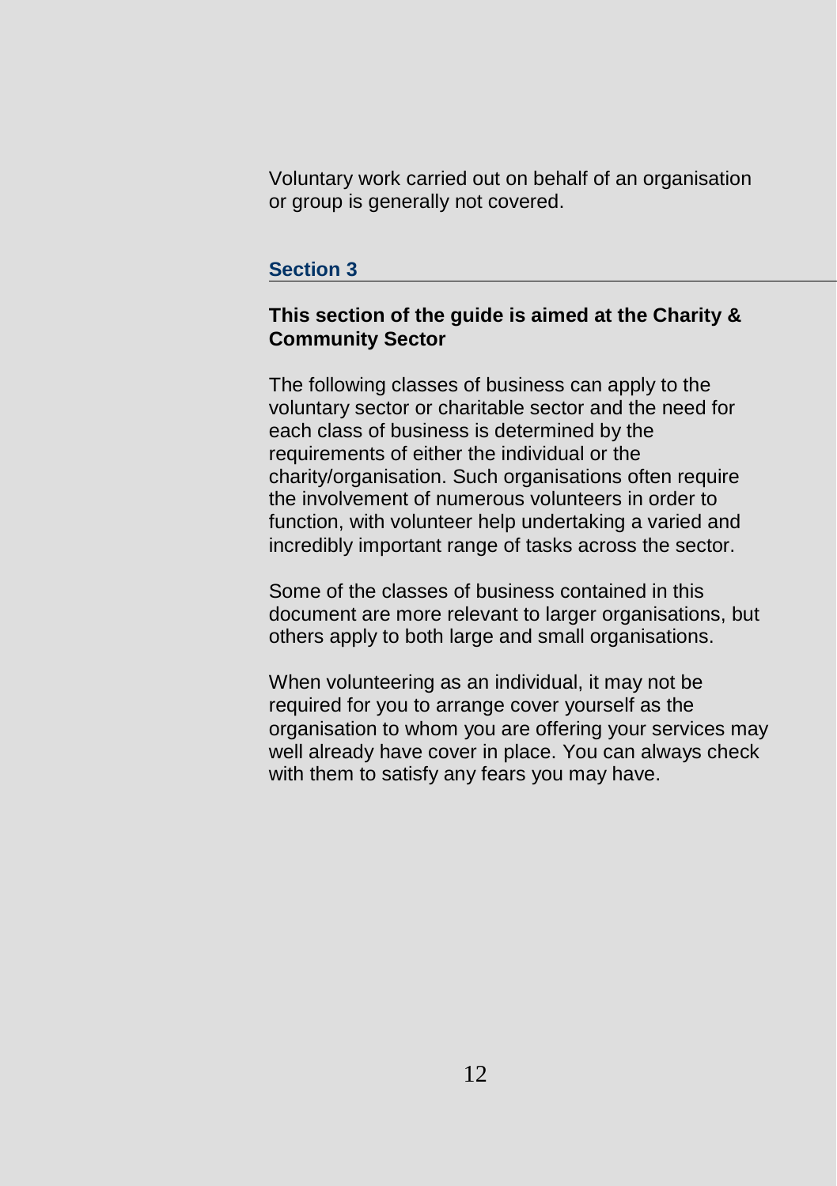Voluntary work carried out on behalf of an organisation or group is generally not covered.

## Section 3

**This section of the guide is aimed at the Charity & Community Sector**

The following classes of business can apply to the voluntary sector or charitable sector and the need for each class of business is determined by the requirements of either the individual or the charity/organisation. Such organisations often require the involvement of numerous volunteers in order to function, with volunteer help undertaking a varied and incredibly important range of tasks across the sector.

Some of the classes of business contained in this document are more relevant to larger organisations, but others apply to both large and small organisations.

When volunteering as an individual, it may not be required for you to arrange cover yourself as the organisation to whom you are offering your services may well already have cover in place. You can always check with them to satisfy any fears you may have.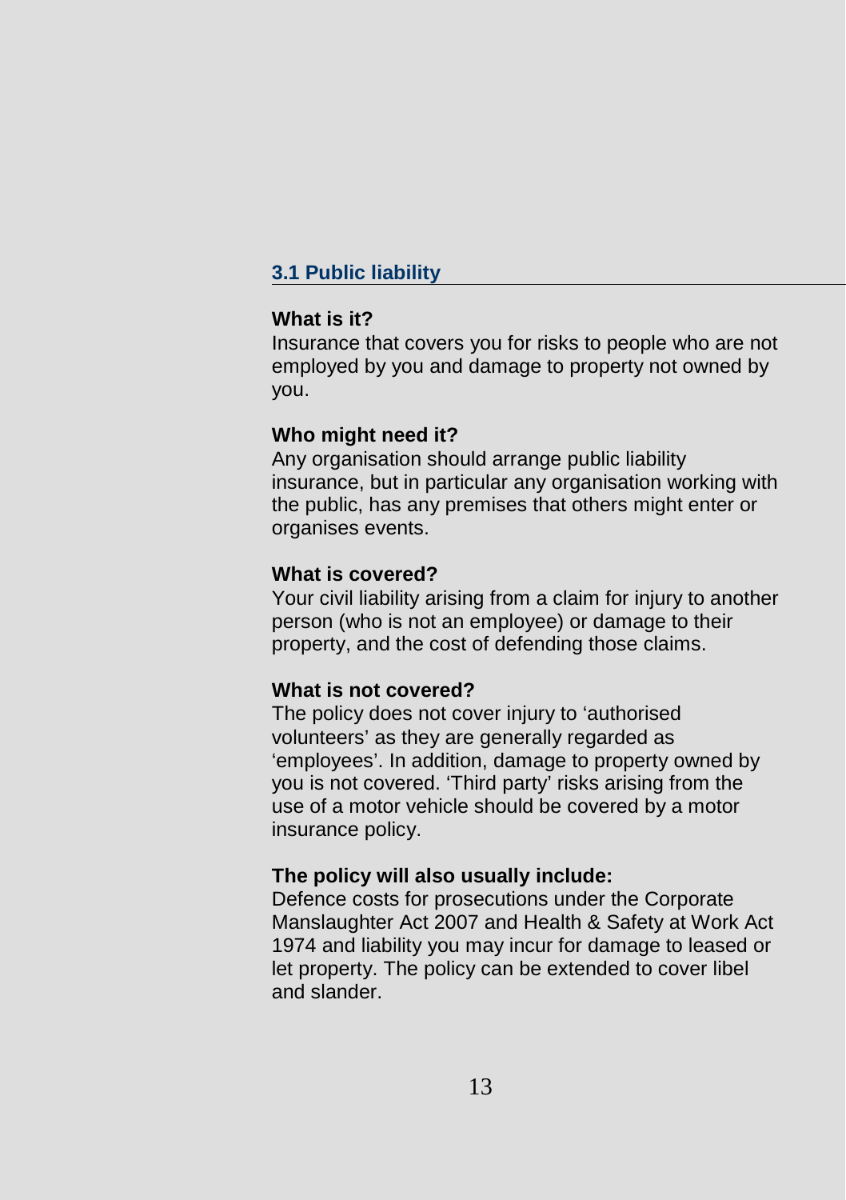## 3.1 Public liability

**What is it?**
Insurance that covers you for risks to people who are not employed by you and damage to property not owned by you.

**Who might need it?**
Any organisation should arrange public liability insurance, but in particular any organisation working with the public, has any premises that others might enter or organises events.

**What is covered?**
Your civil liability arising from a claim for injury to another person (who is not an employee) or damage to their property, and the cost of defending those claims.

**What is not covered?**
The policy does not cover injury to 'authorised volunteers' as they are generally regarded as 'employees'. In addition, damage to property owned by you is not covered. 'Third party' risks arising from the use of a motor vehicle should be covered by a motor insurance policy.

**The policy will also usually include:**
Defence costs for prosecutions under the Corporate Manslaughter Act 2007 and Health & Safety at Work Act 1974 and liability you may incur for damage to leased or let property. The policy can be extended to cover libel and slander.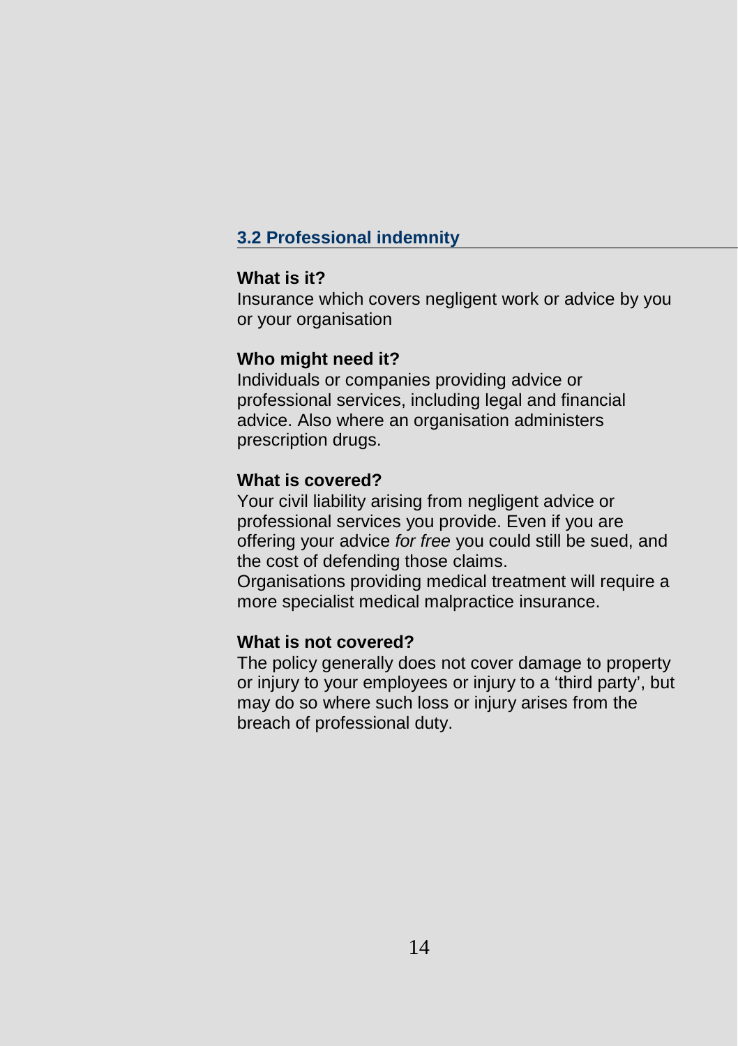## 3.2 Professional indemnity

**What is it?**
Insurance which covers negligent work or advice by you or your organisation

**Who might need it?**
Individuals or companies providing advice or professional services, including legal and financial advice. Also where an organisation administers prescription drugs.

**What is covered?**
Your civil liability arising from negligent advice or professional services you provide. Even if you are offering your advice *for free* you could still be sued, and the cost of defending those claims.
Organisations providing medical treatment will require a more specialist medical malpractice insurance.

**What is not covered?**
The policy generally does not cover damage to property or injury to your employees or injury to a 'third party', but may do so where such loss or injury arises from the breach of professional duty.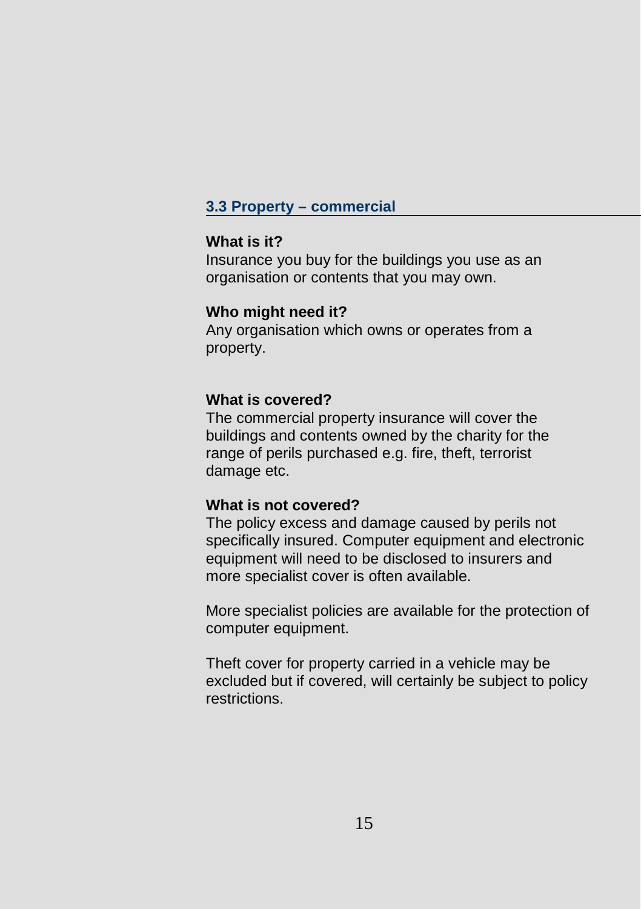## 3.3 Property – commercial

**What is it?**
Insurance you buy for the buildings you use as an organisation or contents that you may own.

**Who might need it?**
Any organisation which owns or operates from a property.

**What is covered?**
The commercial property insurance will cover the buildings and contents owned by the charity for the range of perils purchased e.g. fire, theft, terrorist damage etc.

**What is not covered?**
The policy excess and damage caused by perils not specifically insured. Computer equipment and electronic equipment will need to be disclosed to insurers and more specialist cover is often available.

More specialist policies are available for the protection of computer equipment.

Theft cover for property carried in a vehicle may be excluded but if covered, will certainly be subject to policy restrictions.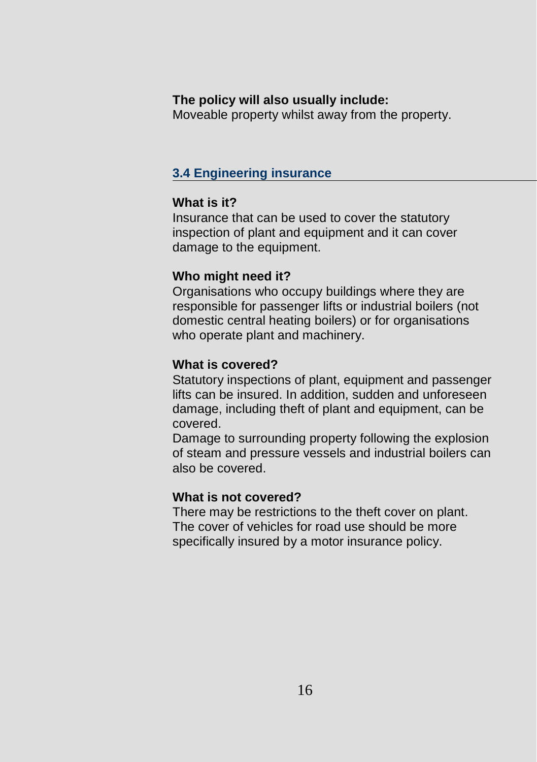**The policy will also usually include:**
Moveable property whilst away from the property.

## 3.4 Engineering insurance

**What is it?**
Insurance that can be used to cover the statutory inspection of plant and equipment and it can cover damage to the equipment.

**Who might need it?**
Organisations who occupy buildings where they are responsible for passenger lifts or industrial boilers (not domestic central heating boilers) or for organisations who operate plant and machinery.

**What is covered?**
Statutory inspections of plant, equipment and passenger lifts can be insured. In addition, sudden and unforeseen damage, including theft of plant and equipment, can be covered.
Damage to surrounding property following the explosion of steam and pressure vessels and industrial boilers can also be covered.

**What is not covered?**
There may be restrictions to the theft cover on plant. The cover of vehicles for road use should be more specifically insured by a motor insurance policy.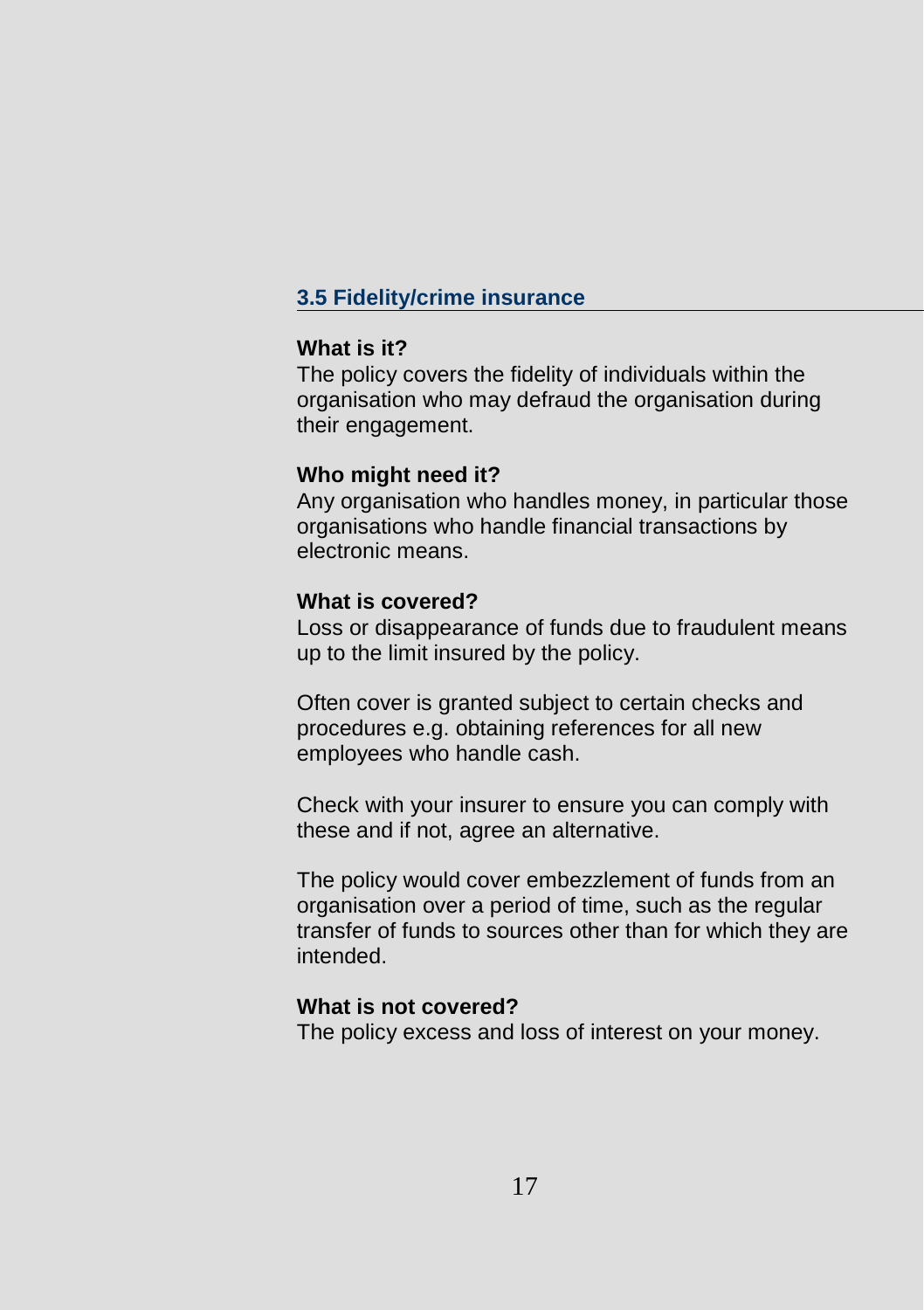## 3.5 Fidelity/crime insurance

**What is it?**

The policy covers the fidelity of individuals within the organisation who may defraud the organisation during their engagement.

**Who might need it?**

Any organisation who handles money, in particular those organisations who handle financial transactions by electronic means.

**What is covered?**

Loss or disappearance of funds due to fraudulent means up to the limit insured by the policy.

Often cover is granted subject to certain checks and procedures e.g. obtaining references for all new employees who handle cash.

Check with your insurer to ensure you can comply with these and if not, agree an alternative.

The policy would cover embezzlement of funds from an organisation over a period of time, such as the regular transfer of funds to sources other than for which they are intended.

**What is not covered?**

The policy excess and loss of interest on your money.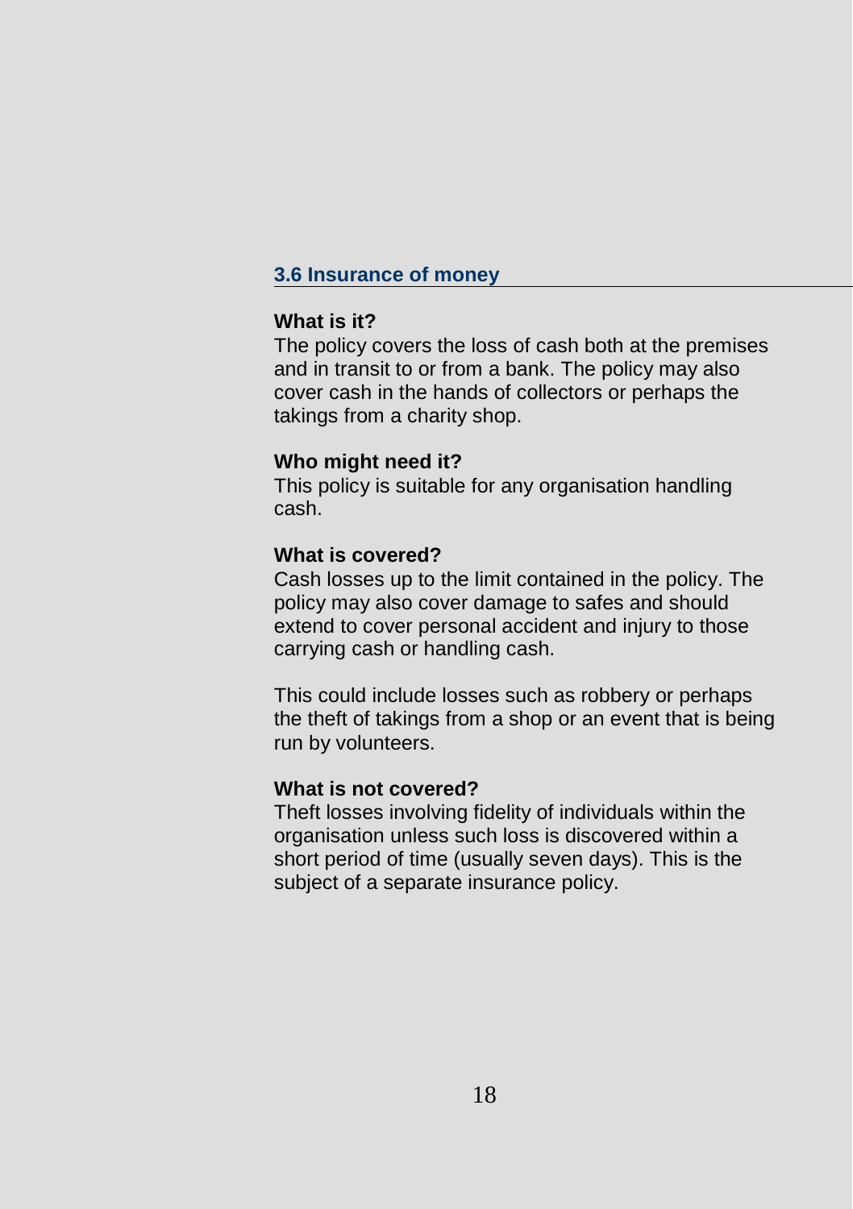## 3.6 Insurance of money

**What is it?**
The policy covers the loss of cash both at the premises and in transit to or from a bank. The policy may also cover cash in the hands of collectors or perhaps the takings from a charity shop.

**Who might need it?**
This policy is suitable for any organisation handling cash.

**What is covered?**
Cash losses up to the limit contained in the policy. The policy may also cover damage to safes and should extend to cover personal accident and injury to those carrying cash or handling cash.

This could include losses such as robbery or perhaps the theft of takings from a shop or an event that is being run by volunteers.

**What is not covered?**
Theft losses involving fidelity of individuals within the organisation unless such loss is discovered within a short period of time (usually seven days). This is the subject of a separate insurance policy.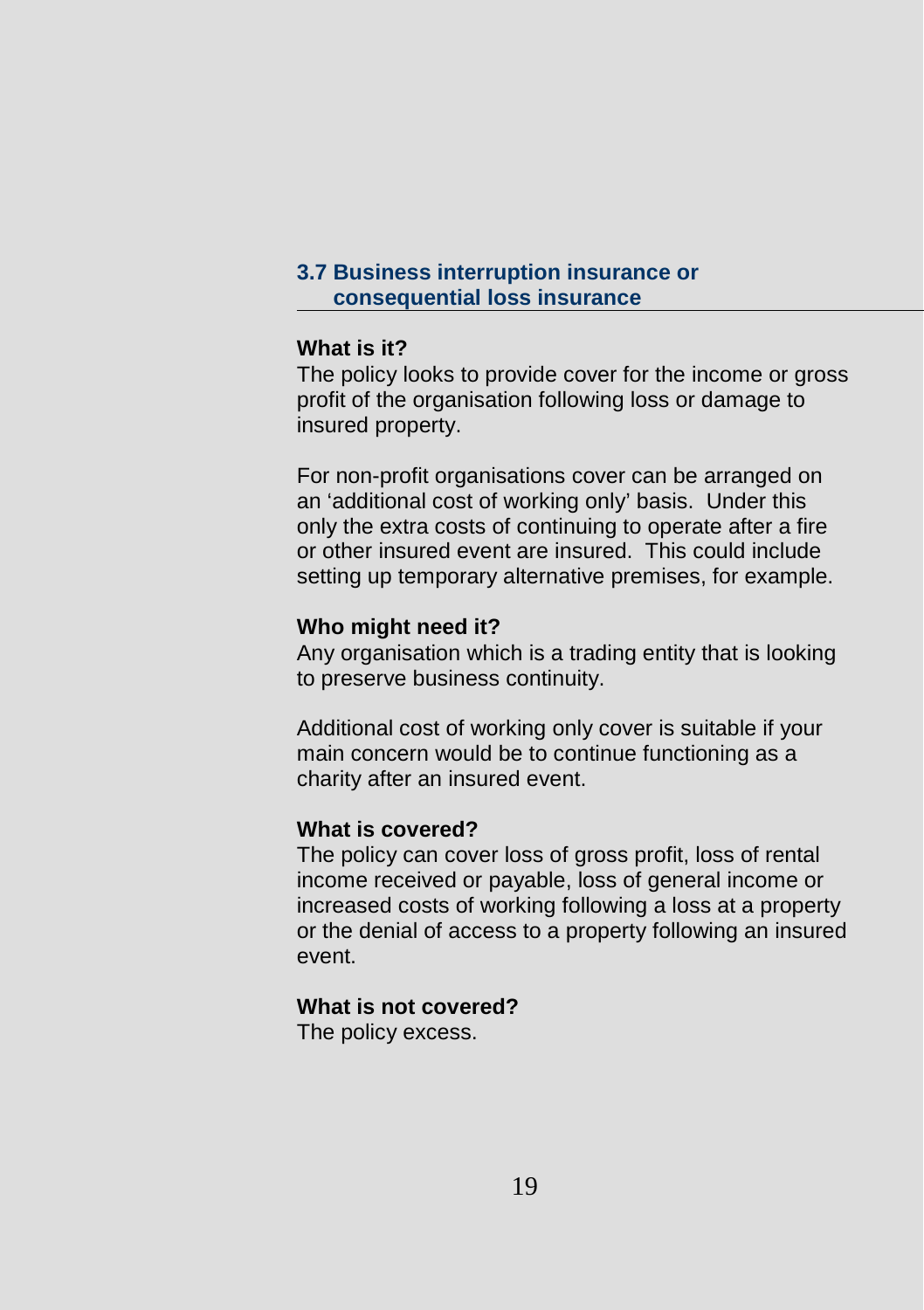## 3.7 Business interruption insurance or consequential loss insurance

**What is it?**
The policy looks to provide cover for the income or gross profit of the organisation following loss or damage to insured property.

For non-profit organisations cover can be arranged on an 'additional cost of working only' basis. Under this only the extra costs of continuing to operate after a fire or other insured event are insured. This could include setting up temporary alternative premises, for example.

**Who might need it?**
Any organisation which is a trading entity that is looking to preserve business continuity.

Additional cost of working only cover is suitable if your main concern would be to continue functioning as a charity after an insured event.

**What is covered?**
The policy can cover loss of gross profit, loss of rental income received or payable, loss of general income or increased costs of working following a loss at a property or the denial of access to a property following an insured event.

**What is not covered?**
The policy excess.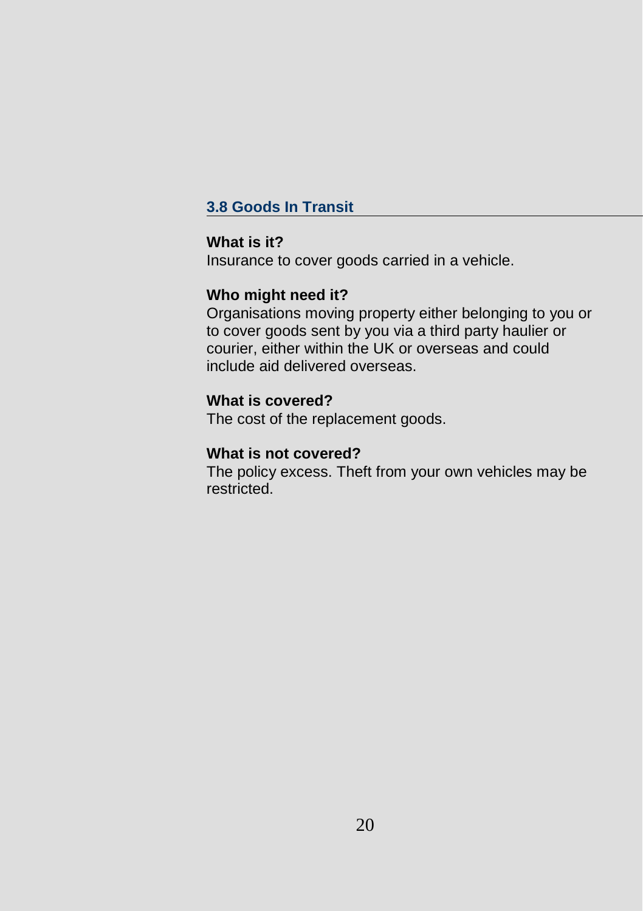## 3.8 Goods In Transit

**What is it?**
Insurance to cover goods carried in a vehicle.

**Who might need it?**
Organisations moving property either belonging to you or to cover goods sent by you via a third party haulier or courier, either within the UK or overseas and could include aid delivered overseas.

**What is covered?**
The cost of the replacement goods.

**What is not covered?**
The policy excess. Theft from your own vehicles may be restricted.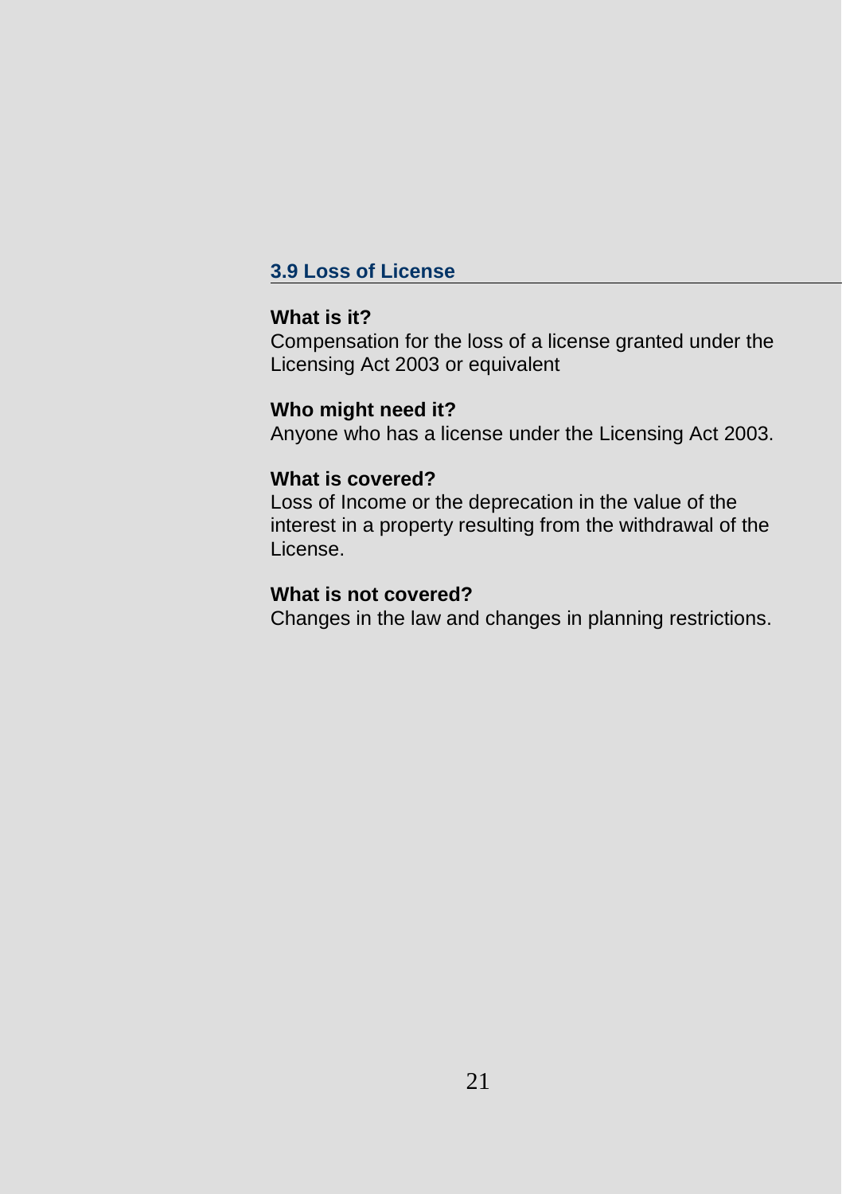## 3.9 Loss of License

**What is it?**

Compensation for the loss of a license granted under the Licensing Act 2003 or equivalent

**Who might need it?**

Anyone who has a license under the Licensing Act 2003.

**What is covered?**

Loss of Income or the deprecation in the value of the interest in a property resulting from the withdrawal of the License.

**What is not covered?**

Changes in the law and changes in planning restrictions.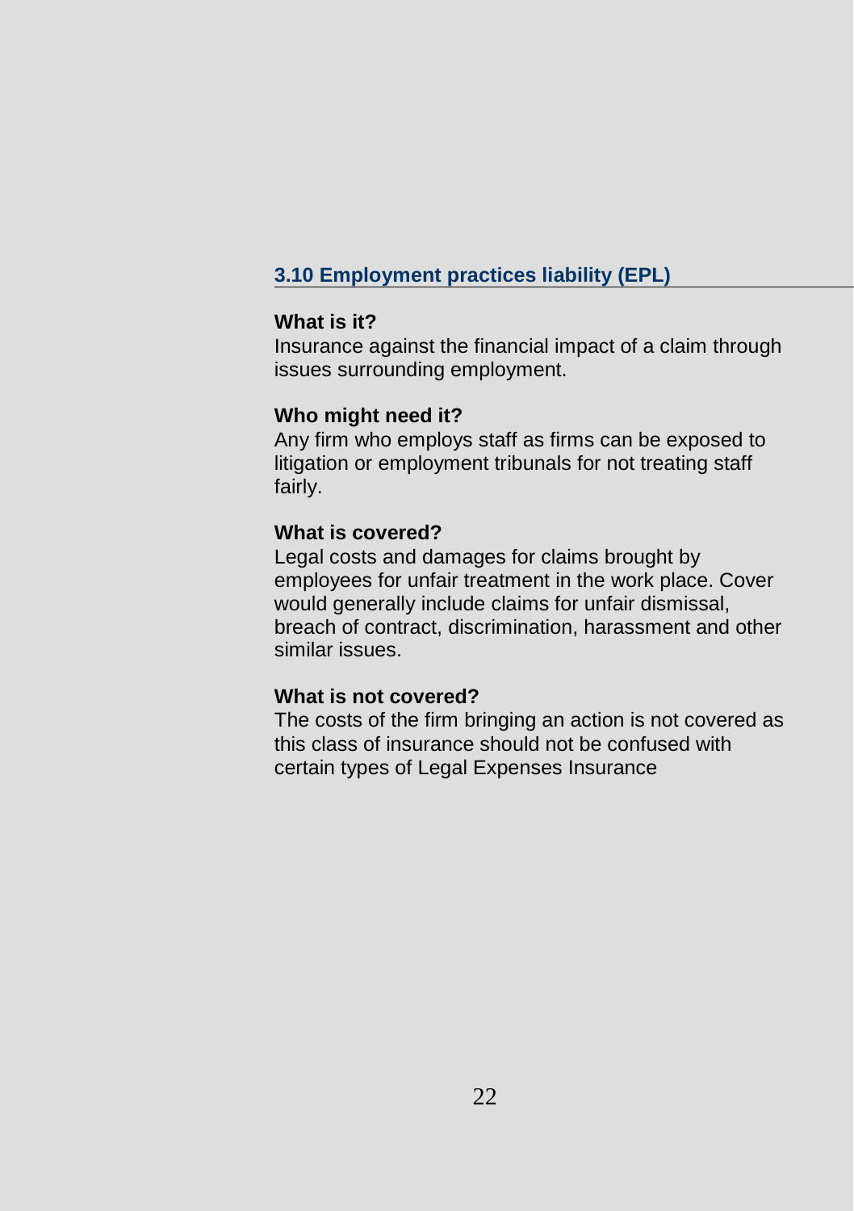## 3.10 Employment practices liability (EPL)

**What is it?**

Insurance against the financial impact of a claim through issues surrounding employment.

**Who might need it?**

Any firm who employs staff as firms can be exposed to litigation or employment tribunals for not treating staff fairly.

**What is covered?**

Legal costs and damages for claims brought by employees for unfair treatment in the work place. Cover would generally include claims for unfair dismissal, breach of contract, discrimination, harassment and other similar issues.

**What is not covered?**

The costs of the firm bringing an action is not covered as this class of insurance should not be confused with certain types of Legal Expenses Insurance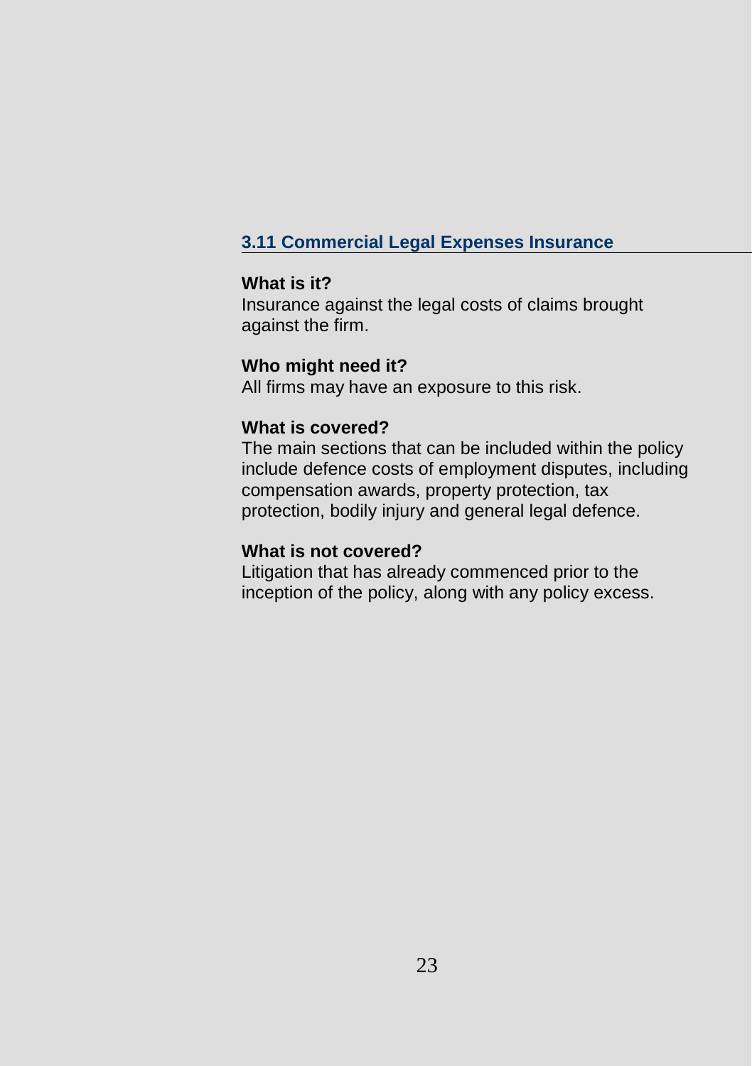## 3.11 Commercial Legal Expenses Insurance

**What is it?**
Insurance against the legal costs of claims brought against the firm.

**Who might need it?**
All firms may have an exposure to this risk.

**What is covered?**
The main sections that can be included within the policy include defence costs of employment disputes, including compensation awards, property protection, tax protection, bodily injury and general legal defence.

**What is not covered?**
Litigation that has already commenced prior to the inception of the policy, along with any policy excess.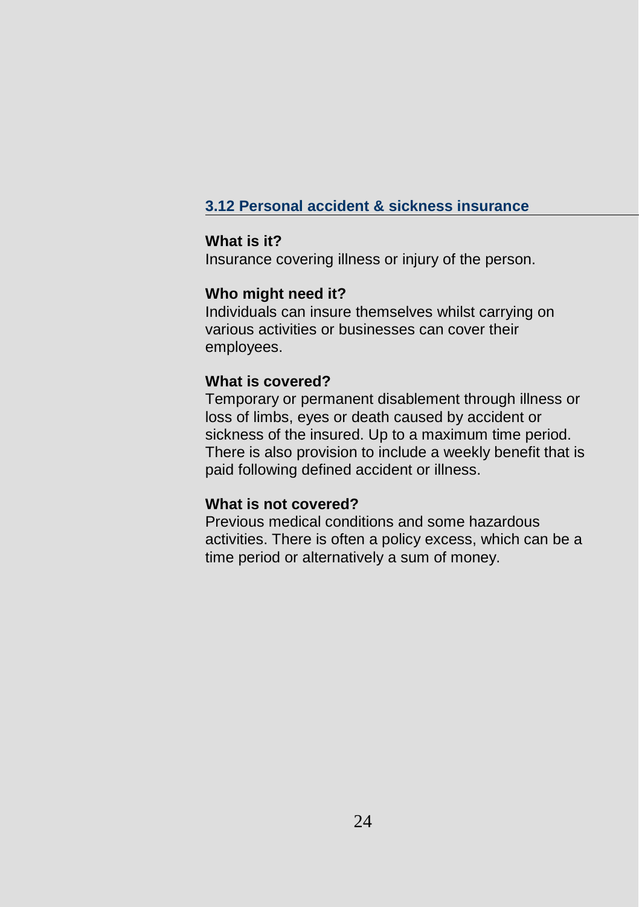## 3.12 Personal accident & sickness insurance

**What is it?**
Insurance covering illness or injury of the person.

**Who might need it?**
Individuals can insure themselves whilst carrying on various activities or businesses can cover their employees.

**What is covered?**
Temporary or permanent disablement through illness or loss of limbs, eyes or death caused by accident or sickness of the insured. Up to a maximum time period. There is also provision to include a weekly benefit that is paid following defined accident or illness.

**What is not covered?**
Previous medical conditions and some hazardous activities. There is often a policy excess, which can be a time period or alternatively a sum of money.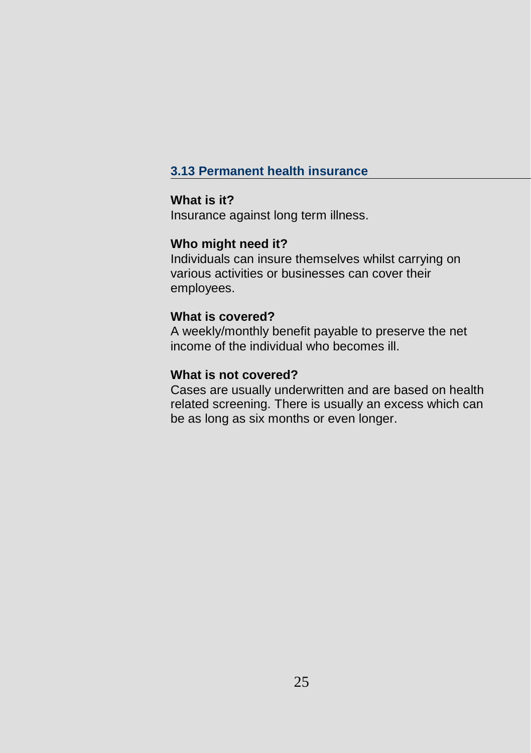### 3.13 Permanent health insurance

**What is it?**
Insurance against long term illness.

**Who might need it?**
Individuals can insure themselves whilst carrying on various activities or businesses can cover their employees.

**What is covered?**
A weekly/monthly benefit payable to preserve the net income of the individual who becomes ill.

**What is not covered?**
Cases are usually underwritten and are based on health related screening. There is usually an excess which can be as long as six months or even longer.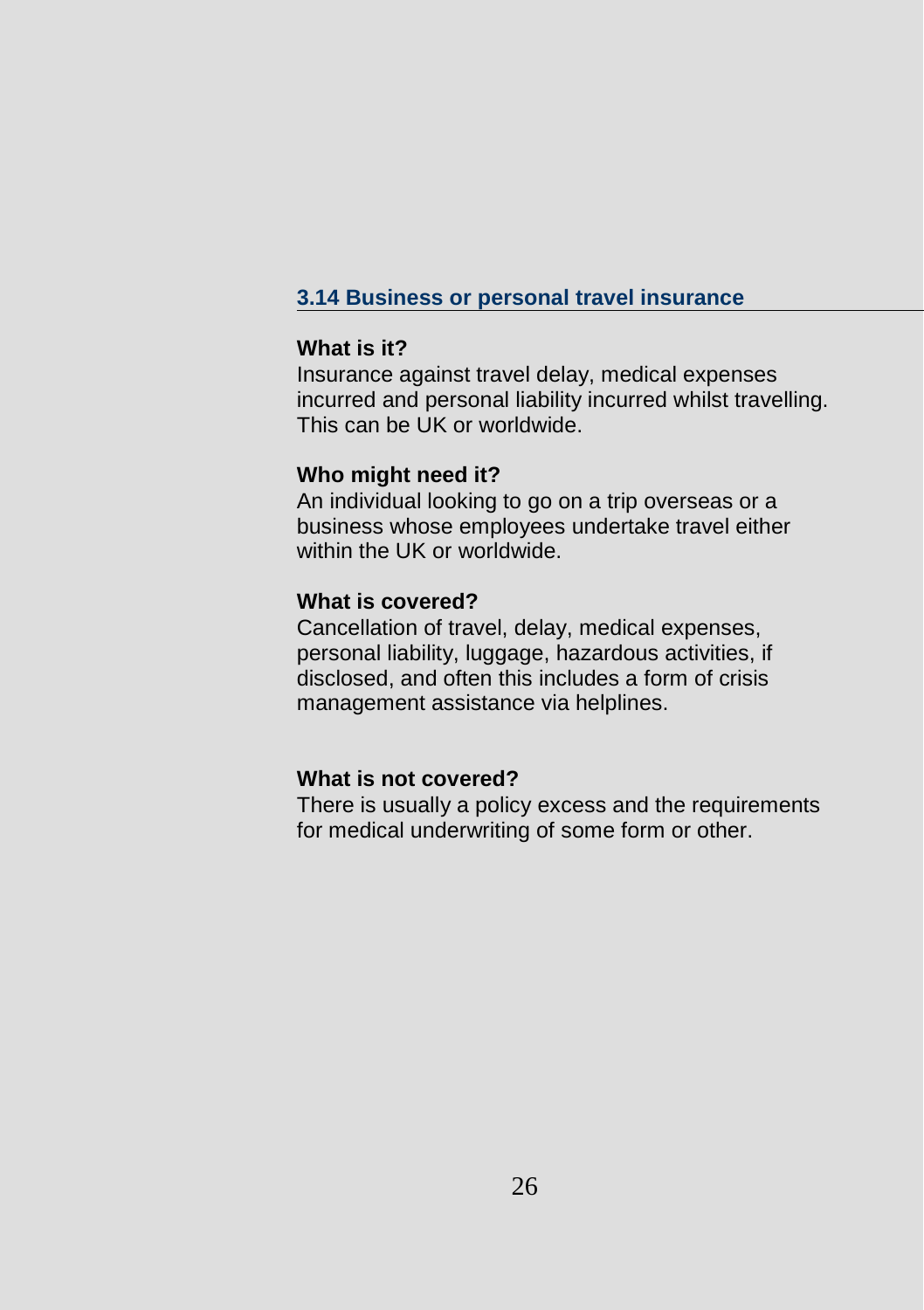### 3.14 Business or personal travel insurance

**What is it?**

Insurance against travel delay, medical expenses incurred and personal liability incurred whilst travelling. This can be UK or worldwide.

**Who might need it?**

An individual looking to go on a trip overseas or a business whose employees undertake travel either within the UK or worldwide.

**What is covered?**

Cancellation of travel, delay, medical expenses, personal liability, luggage, hazardous activities, if disclosed, and often this includes a form of crisis management assistance via helplines.

**What is not covered?**

There is usually a policy excess and the requirements for medical underwriting of some form or other.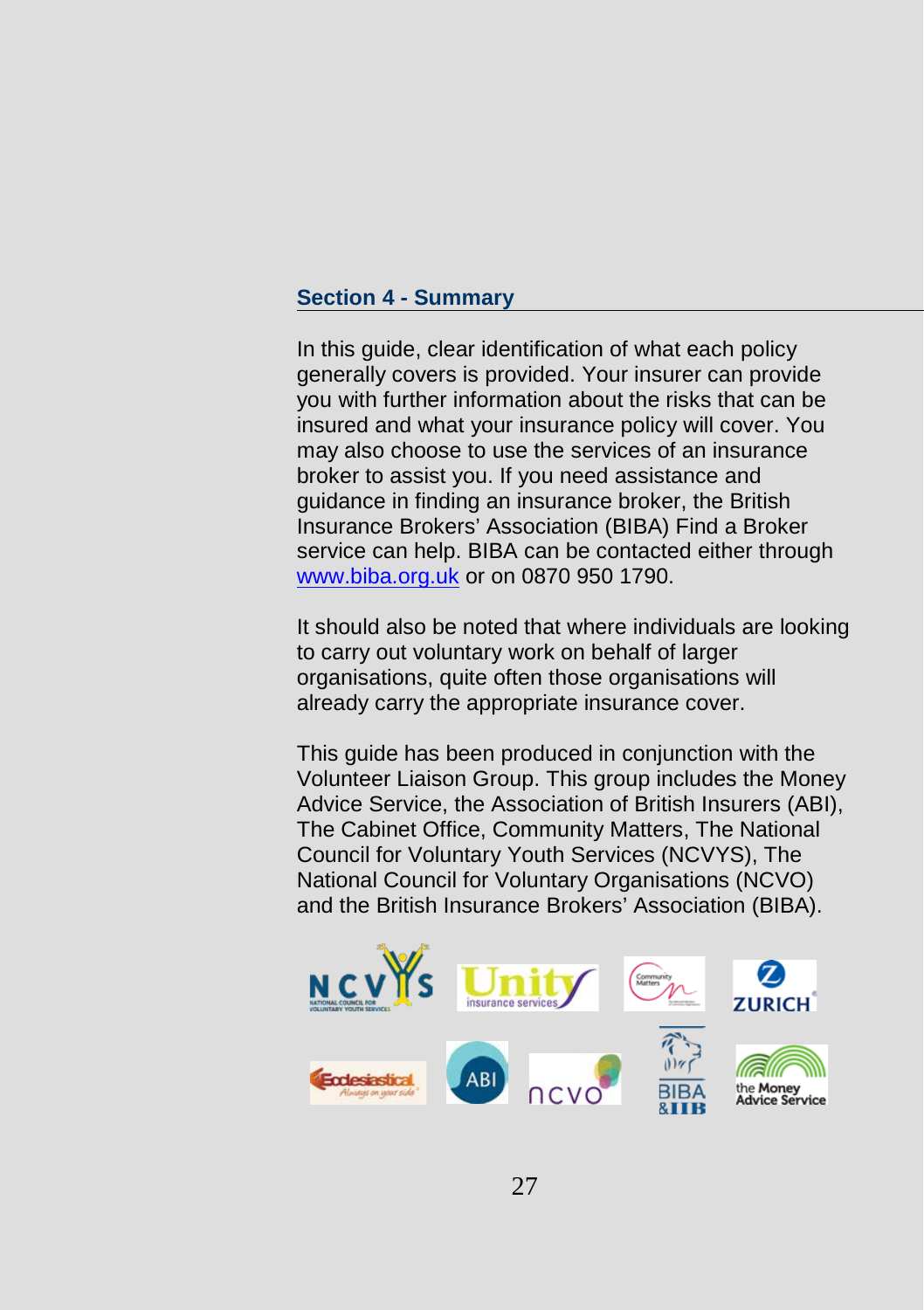## Section 4 - Summary

In this guide, clear identification of what each policy generally covers is provided. Your insurer can provide you with further information about the risks that can be insured and what your insurance policy will cover. You may also choose to use the services of an insurance broker to assist you. If you need assistance and guidance in finding an insurance broker, the British Insurance Brokers' Association (BIBA) Find a Broker service can help. BIBA can be contacted either through [www.biba.org.uk](http://www.biba.org.uk) or on 0870 950 1790.

It should also be noted that where individuals are looking to carry out voluntary work on behalf of larger organisations, quite often those organisations will already carry the appropriate insurance cover.

This guide has been produced in conjunction with the Volunteer Liaison Group. This group includes the Money Advice Service, the Association of British Insurers (ABI), The Cabinet Office, Community Matters, The National Council for Voluntary Youth Services (NCVYS), The National Council for Voluntary Organisations (NCVO) and the British Insurance Brokers' Association (BIBA).